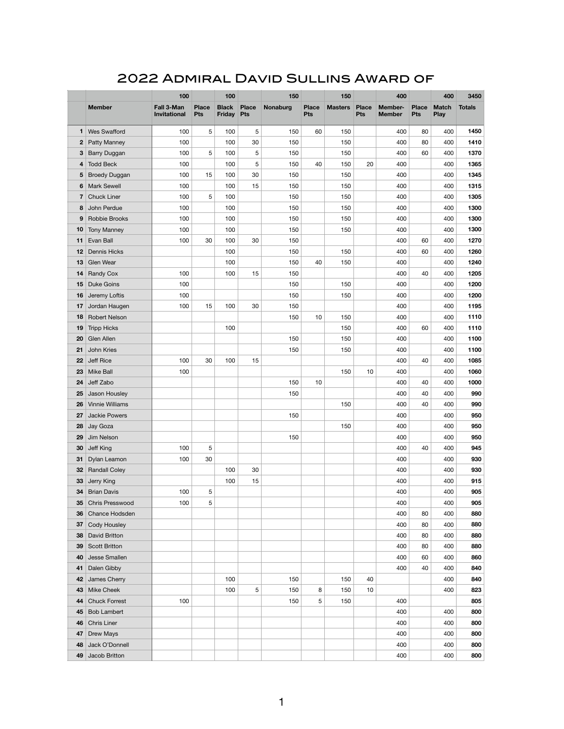# 2022 Admiral David Sullins Award of

| | | 100 | | 100 | | 150 | | 150 | | 400 | | 400 | 3450 |
|---|---|---|---|---|---|---|---|---|---|---|---|---|---|
| | **Member** | **Fall 3-Man Invitational** | **Place Pts** | **Black Friday** | **Place Pts** | **Nonaburg** | **Place Pts** | **Masters** | **Place Pts** | **Member-Member** | **Place Pts** | **Match Play** | **Totals** |
| **1** | Wes Swafford | 100 | 5 | 100 | 5 | 150 | 60 | 150 | | 400 | 80 | 400 | **1450** |
| **2** | Patty Manney | 100 | | 100 | 30 | 150 | | 150 | | 400 | 80 | 400 | **1410** |
| **3** | Barry Duggan | 100 | 5 | 100 | 5 | 150 | | 150 | | 400 | 60 | 400 | **1370** |
| **4** | Todd Beck | 100 | | 100 | 5 | 150 | 40 | 150 | 20 | 400 | | 400 | **1365** |
| **5** | Broedy Duggan | 100 | 15 | 100 | 30 | 150 | | 150 | | 400 | | 400 | **1345** |
| **6** | Mark Sewell | 100 | | 100 | 15 | 150 | | 150 | | 400 | | 400 | **1315** |
| **7** | Chuck Liner | 100 | 5 | 100 | | 150 | | 150 | | 400 | | 400 | **1305** |
| **8** | John Perdue | 100 | | 100 | | 150 | | 150 | | 400 | | 400 | **1300** |
| **9** | Robbie Brooks | 100 | | 100 | | 150 | | 150 | | 400 | | 400 | **1300** |
| **10** | Tony Manney | 100 | | 100 | | 150 | | 150 | | 400 | | 400 | **1300** |
| **11** | Evan Ball | 100 | 30 | 100 | 30 | 150 | | | | 400 | 60 | 400 | **1270** |
| **12** | Dennis Hicks | | | 100 | | 150 | | 150 | | 400 | 60 | 400 | **1260** |
| **13** | Glen Wear | | | 100 | | 150 | 40 | 150 | | 400 | | 400 | **1240** |
| **14** | Randy Cox | 100 | | 100 | 15 | 150 | | | | 400 | 40 | 400 | **1205** |
| **15** | Duke Goins | 100 | | | | 150 | | 150 | | 400 | | 400 | **1200** |
| **16** | Jeremy Loftis | 100 | | | | 150 | | 150 | | 400 | | 400 | **1200** |
| **17** | Jordan Haugen | 100 | 15 | 100 | 30 | 150 | | | | 400 | | 400 | **1195** |
| **18** | Robert Nelson | | | | | 150 | 10 | 150 | | 400 | | 400 | **1110** |
| **19** | Tripp Hicks | | | 100 | | | | 150 | | 400 | 60 | 400 | **1110** |
| **20** | Glen Allen | | | | | 150 | | 150 | | 400 | | 400 | **1100** |
| **21** | John Kries | | | | | 150 | | 150 | | 400 | | 400 | **1100** |
| **22** | Jeff Rice | 100 | 30 | 100 | 15 | | | | | 400 | 40 | 400 | **1085** |
| **23** | Mike Ball | 100 | | | | | | 150 | 10 | 400 | | 400 | **1060** |
| **24** | Jeff Zabo | | | | | 150 | 10 | | | 400 | 40 | 400 | **1000** |
| **25** | Jason Housley | | | | | 150 | | | | 400 | 40 | 400 | **990** |
| **26** | Vinnie Williams | | | | | | | 150 | | 400 | 40 | 400 | **990** |
| **27** | Jackie Powers | | | | | 150 | | | | 400 | | 400 | **950** |
| **28** | Jay Goza | | | | | | | 150 | | 400 | | 400 | **950** |
| **29** | Jim Nelson | | | | | 150 | | | | 400 | | 400 | **950** |
| **30** | Jeff King | 100 | 5 | | | | | | | 400 | 40 | 400 | **945** |
| **31** | Dylan Leamon | 100 | 30 | | | | | | | 400 | | 400 | **930** |
| **32** | Randall Coley | | | 100 | 30 | | | | | 400 | | 400 | **930** |
| **33** | Jerry King | | | 100 | 15 | | | | | 400 | | 400 | **915** |
| **34** | Brian Davis | 100 | 5 | | | | | | | 400 | | 400 | **905** |
| **35** | Chris Presswood | 100 | 5 | | | | | | | 400 | | 400 | **905** |
| **36** | Chance Hodsden | | | | | | | | | 400 | 80 | 400 | **880** |
| **37** | Cody Housley | | | | | | | | | 400 | 80 | 400 | **880** |
| **38** | David Britton | | | | | | | | | 400 | 80 | 400 | **880** |
| **39** | Scott Britton | | | | | | | | | 400 | 80 | 400 | **880** |
| **40** | Jesse Smallen | | | | | | | | | 400 | 60 | 400 | **860** |
| **41** | Dalen Gibby | | | | | | | | | 400 | 40 | 400 | **840** |
| **42** | James Cherry | | | 100 | | 150 | | 150 | 40 | | | 400 | **840** |
| **43** | Mike Cheek | | | 100 | 5 | 150 | 8 | 150 | 10 | | | 400 | **823** |
| **44** | Chuck Forrest | 100 | | | | 150 | 5 | 150 | | 400 | | | **805** |
| **45** | Bob Lambert | | | | | | | | | 400 | | 400 | **800** |
| **46** | Chris Liner | | | | | | | | | 400 | | 400 | **800** |
| **47** | Drew Mays | | | | | | | | | 400 | | 400 | **800** |
| **48** | Jack O'Donnell | | | | | | | | | 400 | | 400 | **800** |
| **49** | Jacob Britton | | | | | | | | | 400 | | 400 | **800** |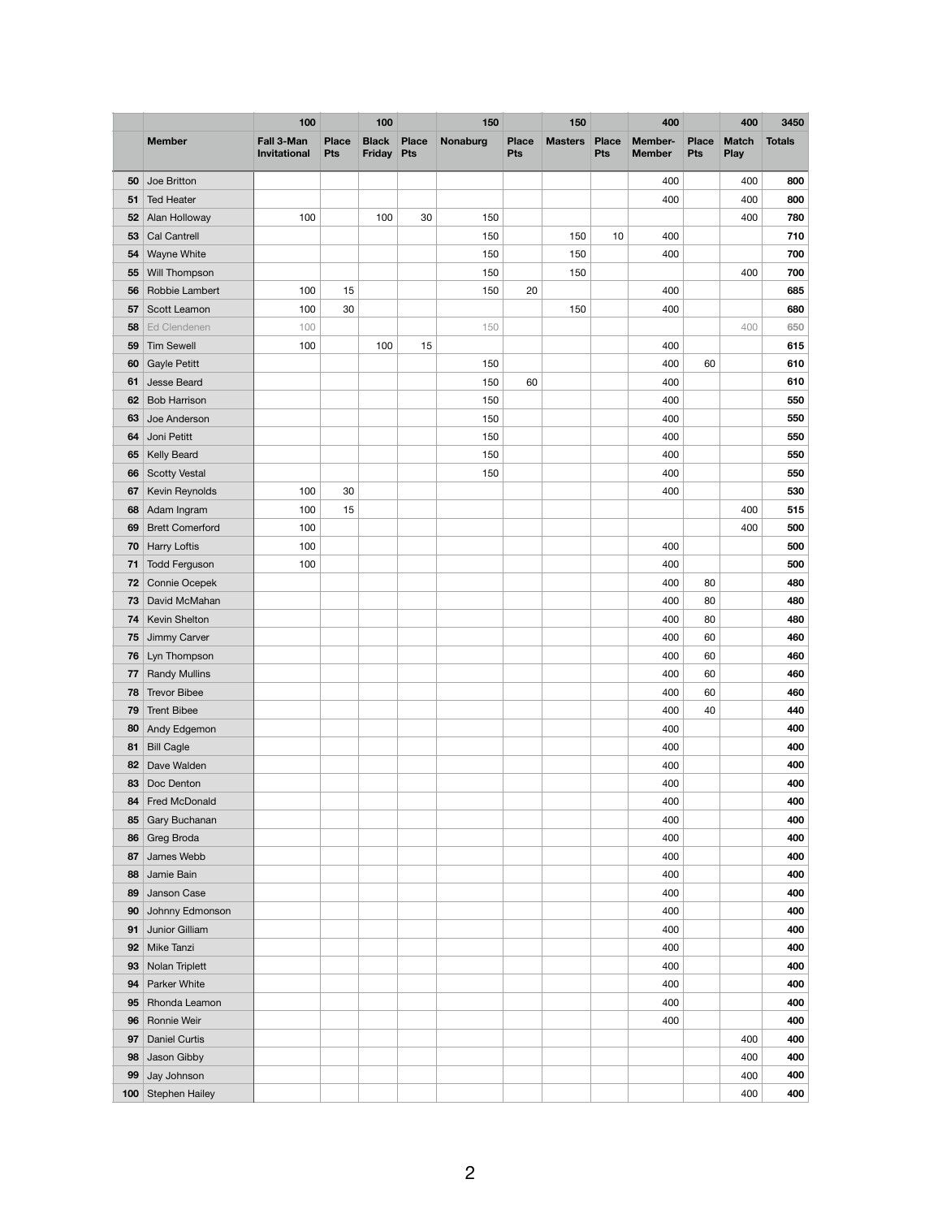| | | 100 | | 100 | | 150 | | 150 | | 400 | | 400 | 3450 |
|---|---|---|---|---|---|---|---|---|---|---|---|---|---|
| | **Member** | **Fall 3-Man Invitational** | **Place Pts** | **Black Friday** | **Place Pts** | **Nonaburg** | **Place Pts** | **Masters** | **Place Pts** | **Member-Member** | **Place Pts** | **Match Play** | **Totals** |
| **50** | Joe Britton | | | | | | | | | 400 | | 400 | **800** |
| **51** | Ted Heater | | | | | | | | | 400 | | 400 | **800** |
| **52** | Alan Holloway | 100 | | 100 | 30 | 150 | | | | | | 400 | **780** |
| **53** | Cal Cantrell | | | | | 150 | | 150 | 10 | 400 | | | **710** |
| **54** | Wayne White | | | | | 150 | | 150 | | 400 | | | **700** |
| **55** | Will Thompson | | | | | 150 | | 150 | | | | 400 | **700** |
| **56** | Robbie Lambert | 100 | 15 | | | 150 | 20 | | | 400 | | | **685** |
| **57** | Scott Leamon | 100 | 30 | | | | | 150 | | 400 | | | **680** |
| **58** | Ed Clendenen | 100 | | | | 150 | | | | | | 400 | **650** |
| **59** | Tim Sewell | 100 | | 100 | 15 | | | | | 400 | | | **615** |
| **60** | Gayle Petitt | | | | | 150 | | | | 400 | 60 | | **610** |
| **61** | Jesse Beard | | | | | 150 | 60 | | | 400 | | | **610** |
| **62** | Bob Harrison | | | | | 150 | | | | 400 | | | **550** |
| **63** | Joe Anderson | | | | | 150 | | | | 400 | | | **550** |
| **64** | Joni Petitt | | | | | 150 | | | | 400 | | | **550** |
| **65** | Kelly Beard | | | | | 150 | | | | 400 | | | **550** |
| **66** | Scotty Vestal | | | | | 150 | | | | 400 | | | **550** |
| **67** | Kevin Reynolds | 100 | 30 | | | | | | | 400 | | | **530** |
| **68** | Adam Ingram | 100 | 15 | | | | | | | | | 400 | **515** |
| **69** | Brett Comerford | 100 | | | | | | | | | | 400 | **500** |
| **70** | Harry Loftis | 100 | | | | | | | | 400 | | | **500** |
| **71** | Todd Ferguson | 100 | | | | | | | | 400 | | | **500** |
| **72** | Connie Ocepek | | | | | | | | | 400 | 80 | | **480** |
| **73** | David McMahan | | | | | | | | | 400 | 80 | | **480** |
| **74** | Kevin Shelton | | | | | | | | | 400 | 80 | | **480** |
| **75** | Jimmy Carver | | | | | | | | | 400 | 60 | | **460** |
| **76** | Lyn Thompson | | | | | | | | | 400 | 60 | | **460** |
| **77** | Randy Mullins | | | | | | | | | 400 | 60 | | **460** |
| **78** | Trevor Bibee | | | | | | | | | 400 | 60 | | **460** |
| **79** | Trent Bibee | | | | | | | | | 400 | 40 | | **440** |
| **80** | Andy Edgemon | | | | | | | | | 400 | | | **400** |
| **81** | Bill Cagle | | | | | | | | | 400 | | | **400** |
| **82** | Dave Walden | | | | | | | | | 400 | | | **400** |
| **83** | Doc Denton | | | | | | | | | 400 | | | **400** |
| **84** | Fred McDonald | | | | | | | | | 400 | | | **400** |
| **85** | Gary Buchanan | | | | | | | | | 400 | | | **400** |
| **86** | Greg Broda | | | | | | | | | 400 | | | **400** |
| **87** | James Webb | | | | | | | | | 400 | | | **400** |
| **88** | Jamie Bain | | | | | | | | | 400 | | | **400** |
| **89** | Janson Case | | | | | | | | | 400 | | | **400** |
| **90** | Johnny Edmonson | | | | | | | | | 400 | | | **400** |
| **91** | Junior Gilliam | | | | | | | | | 400 | | | **400** |
| **92** | Mike Tanzi | | | | | | | | | 400 | | | **400** |
| **93** | Nolan Triplett | | | | | | | | | 400 | | | **400** |
| **94** | Parker White | | | | | | | | | 400 | | | **400** |
| **95** | Rhonda Leamon | | | | | | | | | 400 | | | **400** |
| **96** | Ronnie Weir | | | | | | | | | 400 | | | **400** |
| **97** | Daniel Curtis | | | | | | | | | | | 400 | **400** |
| **98** | Jason Gibby | | | | | | | | | | | 400 | **400** |
| **99** | Jay Johnson | | | | | | | | | | | 400 | **400** |
| **100** | Stephen Hailey | | | | | | | | | | | 400 | **400** |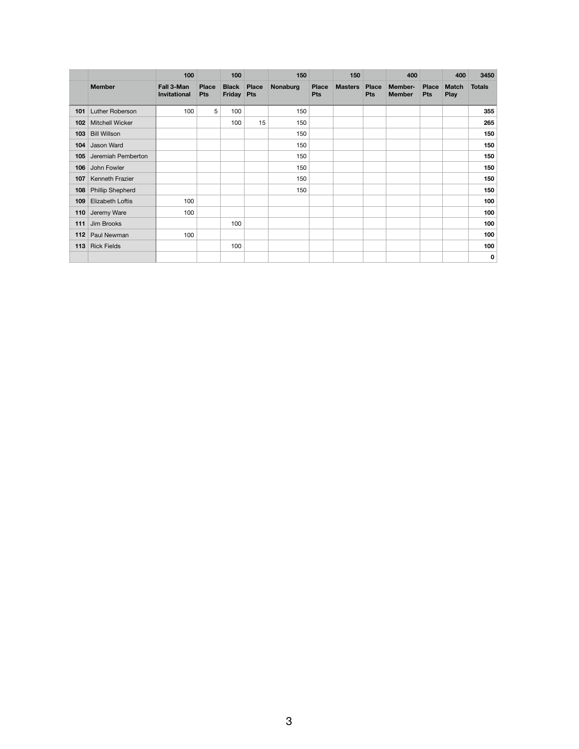| | | 100 | | 100 | | 150 | | 150 | | 400 | | 400 | 3450 |
|---|---|---|---|---|---|---|---|---|---|---|---|---|---|
| | **Member** | **Fall 3-Man Invitational** | **Place Pts** | **Black Friday** | **Place Pts** | **Nonaburg** | **Place Pts** | **Masters** | **Place Pts** | **Member-Member** | **Place Pts** | **Match Play** | **Totals** |
| **101** | Luther Roberson | 100 | 5 | 100 | | 150 | | | | | | | **355** |
| **102** | Mitchell Wicker | | | 100 | 15 | 150 | | | | | | | **265** |
| **103** | Bill Willson | | | | | 150 | | | | | | | **150** |
| **104** | Jason Ward | | | | | 150 | | | | | | | **150** |
| **105** | Jeremiah Pemberton | | | | | 150 | | | | | | | **150** |
| **106** | John Fowler | | | | | 150 | | | | | | | **150** |
| **107** | Kenneth Frazier | | | | | 150 | | | | | | | **150** |
| **108** | Phillip Shepherd | | | | | 150 | | | | | | | **150** |
| **109** | Elizabeth Loftis | 100 | | | | | | | | | | | **100** |
| **110** | Jeremy Ware | 100 | | | | | | | | | | | **100** |
| **111** | Jim Brooks | | | 100 | | | | | | | | | **100** |
| **112** | Paul Newman | 100 | | | | | | | | | | | **100** |
| **113** | Rick Fields | | | 100 | | | | | | | | | **100** |
| | | | | | | | | | | | | | **0** |